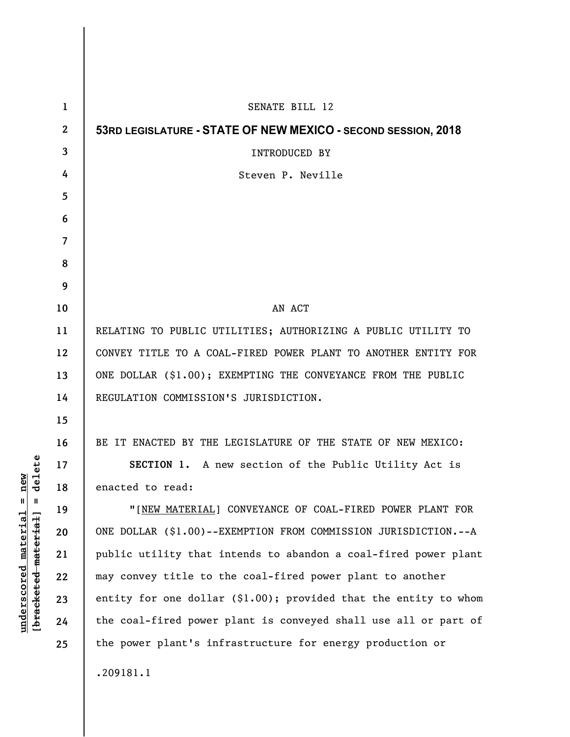SENATE BILL 12

**53RD LEGISLATURE - STATE OF NEW MEXICO - SECOND SESSION, 2018**

INTRODUCED BY

Steven P. Neville

AN ACT

RELATING TO PUBLIC UTILITIES; AUTHORIZING A PUBLIC UTILITY TO CONVEY TITLE TO A COAL-FIRED POWER PLANT TO ANOTHER ENTITY FOR ONE DOLLAR ($1.00); EXEMPTING THE CONVEYANCE FROM THE PUBLIC REGULATION COMMISSION'S JURISDICTION.

BE IT ENACTED BY THE LEGISLATURE OF THE STATE OF NEW MEXICO:

**SECTION 1.** A new section of the Public Utility Act is enacted to read:

"[NEW MATERIAL] CONVEYANCE OF COAL-FIRED POWER PLANT FOR ONE DOLLAR ($1.00)--EXEMPTION FROM COMMISSION JURISDICTION.--A public utility that intends to abandon a coal-fired power plant may convey title to the coal-fired power plant to another entity for one dollar ($1.00); provided that the entity to whom the coal-fired power plant is conveyed shall use all or part of the power plant's infrastructure for energy production or

.209181.1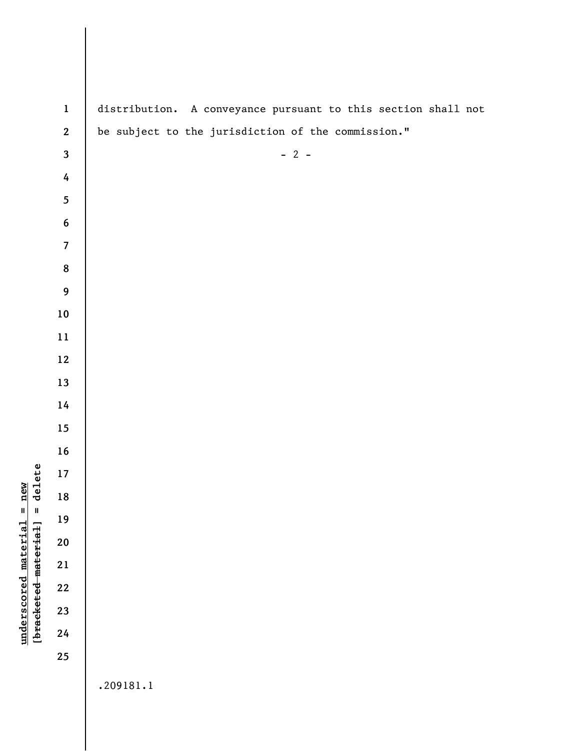distribution. A conveyance pursuant to this section shall not be subject to the jurisdiction of the commission."

.209181.1